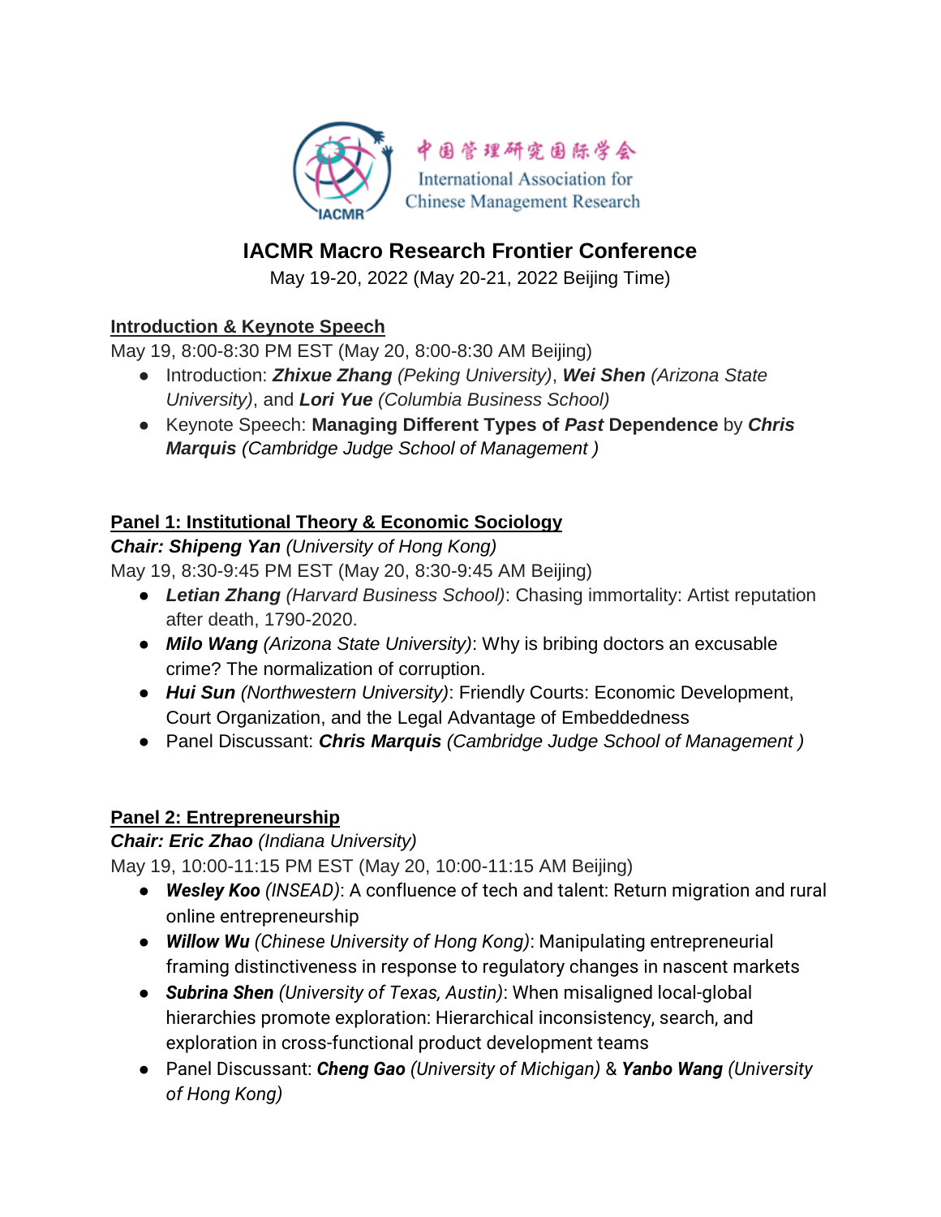中国管理研究国际学会
International Association for
Chinese Management Research

# IACMR Macro Research Frontier Conference

May 19-20, 2022 (May 20-21, 2022 Beijing Time)

## Introduction & Keynote Speech

May 19, 8:00-8:30 PM EST (May 20, 8:00-8:30 AM Beijing)

- Introduction: ***Zhixue Zhang*** *(Peking University)*, ***Wei Shen*** *(Arizona State University)*, and ***Lori Yue*** *(Columbia Business School)*
- Keynote Speech: **Managing Different Types of *Past* Dependence** by ***Chris Marquis*** *(Cambridge Judge School of Management )*

## Panel 1: Institutional Theory & Economic Sociology

***Chair: Shipeng Yan*** *(University of Hong Kong)*

May 19, 8:30-9:45 PM EST (May 20, 8:30-9:45 AM Beijing)

- ***Letian Zhang*** *(Harvard Business School)*: Chasing immortality: Artist reputation after death, 1790-2020.
- ***Milo Wang*** *(Arizona State University)*: Why is bribing doctors an excusable crime? The normalization of corruption.
- ***Hui Sun*** *(Northwestern University)*: Friendly Courts: Economic Development, Court Organization, and the Legal Advantage of Embeddedness
- Panel Discussant: ***Chris Marquis*** *(Cambridge Judge School of Management )*

## Panel 2: Entrepreneurship

***Chair: Eric Zhao*** *(Indiana University)*

May 19, 10:00-11:15 PM EST (May 20, 10:00-11:15 AM Beijing)

- ***Wesley Koo*** *(INSEAD)*: A confluence of tech and talent: Return migration and rural online entrepreneurship
- ***Willow Wu*** *(Chinese University of Hong Kong)*: Manipulating entrepreneurial framing distinctiveness in response to regulatory changes in nascent markets
- ***Subrina Shen*** *(University of Texas, Austin)*: When misaligned local-global hierarchies promote exploration: Hierarchical inconsistency, search, and exploration in cross-functional product development teams
- Panel Discussant: ***Cheng Gao*** *(University of Michigan)* & ***Yanbo Wang*** *(University of Hong Kong)*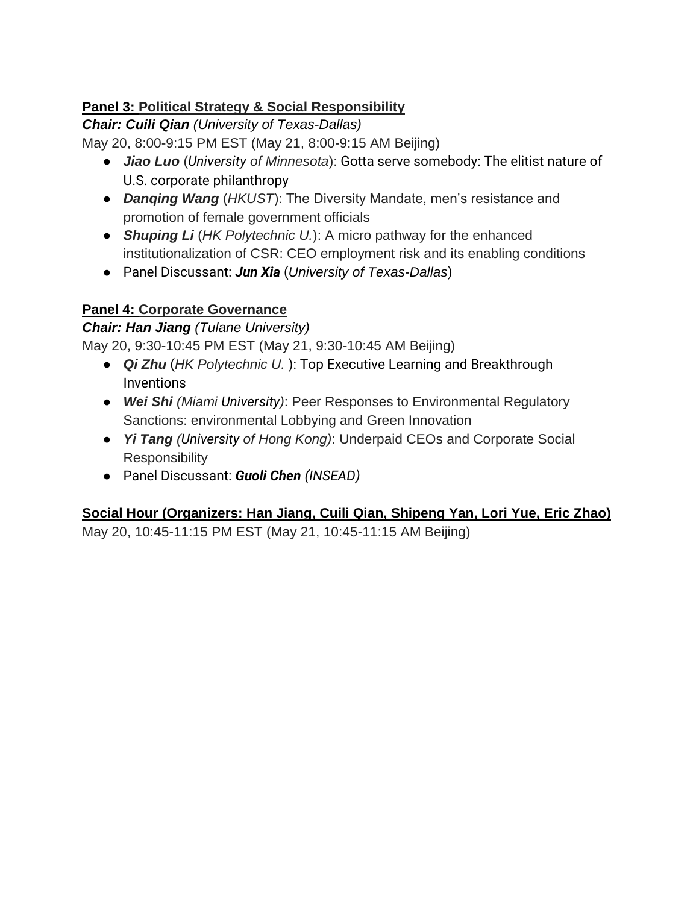**Panel 3: Political Strategy & Social Responsibility**

***Chair: Cuili Qian*** *(University of Texas-Dallas)*

May 20, 8:00-9:15 PM EST (May 21, 8:00-9:15 AM Beijing)

- ***Jiao Luo*** (*University of Minnesota*): Gotta serve somebody: The elitist nature of U.S. corporate philanthropy
- ***Danqing Wang*** (*HKUST*): The Diversity Mandate, men's resistance and promotion of female government officials
- ***Shuping Li*** (*HK Polytechnic U.*): A micro pathway for the enhanced institutionalization of CSR: CEO employment risk and its enabling conditions
- Panel Discussant: ***Jun Xia*** (*University of Texas-Dallas*)

**Panel 4: Corporate Governance**

***Chair: Han Jiang*** *(Tulane University)*

May 20, 9:30-10:45 PM EST (May 21, 9:30-10:45 AM Beijing)

- ***Qi Zhu*** (*HK Polytechnic U.* ): Top Executive Learning and Breakthrough Inventions
- ***Wei Shi*** *(Miami University)*: Peer Responses to Environmental Regulatory Sanctions: environmental Lobbying and Green Innovation
- ***Yi Tang*** *(University of Hong Kong)*: Underpaid CEOs and Corporate Social Responsibility
- Panel Discussant: ***Guoli Chen*** *(INSEAD)*

**Social Hour (Organizers: Han Jiang, Cuili Qian, Shipeng Yan, Lori Yue, Eric Zhao)**

May 20, 10:45-11:15 PM EST (May 21, 10:45-11:15 AM Beijing)